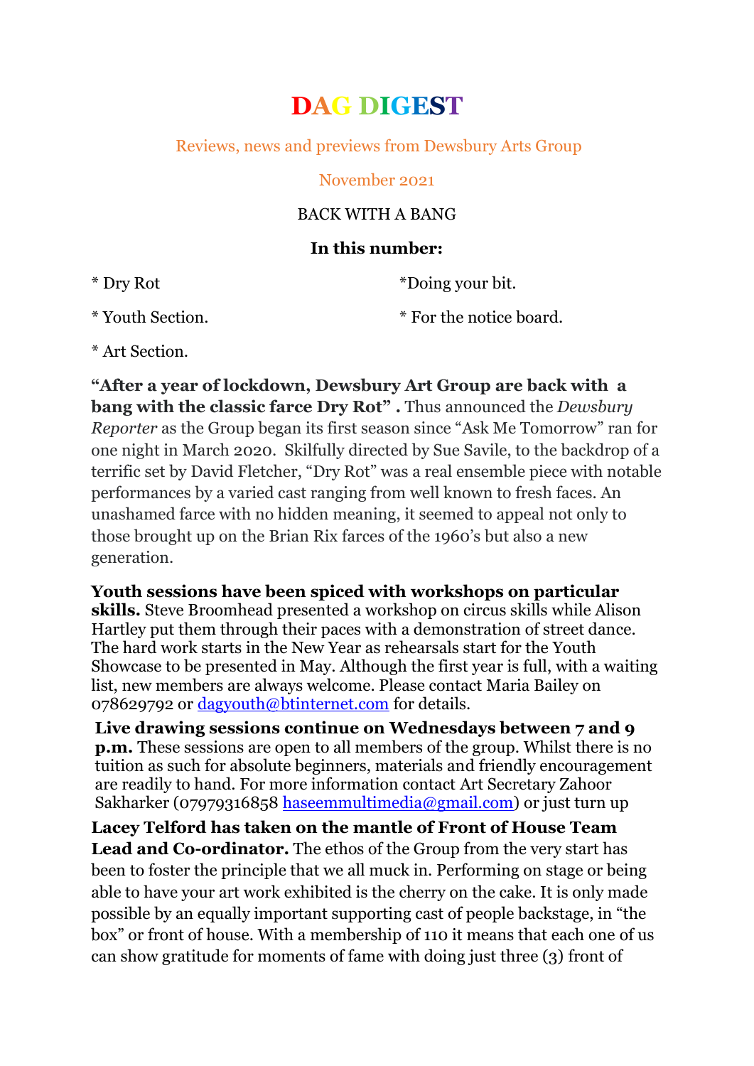# DAG DIGEST

Reviews, news and previews from Dewsbury Arts Group

November 2021

BACK WITH A BANG

**In this number:**

* Dry Rot
* Youth Section.
* Art Section.
*Doing your bit.
* For the notice board.

**"After a year of lockdown, Dewsbury Art Group are back with a bang with the classic farce Dry Rot" .** Thus announced the *Dewsbury Reporter* as the Group began its first season since "Ask Me Tomorrow" ran for one night in March 2020. Skilfully directed by Sue Savile, to the backdrop of a terrific set by David Fletcher, "Dry Rot" was a real ensemble piece with notable performances by a varied cast ranging from well known to fresh faces. An unashamed farce with no hidden meaning, it seemed to appeal not only to those brought up on the Brian Rix farces of the 1960's but also a new generation.

**Youth sessions have been spiced with workshops on particular skills.** Steve Broomhead presented a workshop on circus skills while Alison Hartley put them through their paces with a demonstration of street dance. The hard work starts in the New Year as rehearsals start for the Youth Showcase to be presented in May. Although the first year is full, with a waiting list, new members are always welcome. Please contact Maria Bailey on 078629792 or dagyouth@btinternet.com for details.

**Live drawing sessions continue on Wednesdays between 7 and 9 p.m.** These sessions are open to all members of the group. Whilst there is no tuition as such for absolute beginners, materials and friendly encouragement are readily to hand. For more information contact Art Secretary Zahoor Sakharker (07979316858 haseemmultimedia@gmail.com) or just turn up

**Lacey Telford has taken on the mantle of Front of House Team Lead and Co-ordinator.** The ethos of the Group from the very start has been to foster the principle that we all muck in. Performing on stage or being able to have your art work exhibited is the cherry on the cake. It is only made possible by an equally important supporting cast of people backstage, in "the box" or front of house. With a membership of 110 it means that each one of us can show gratitude for moments of fame with doing just three (3) front of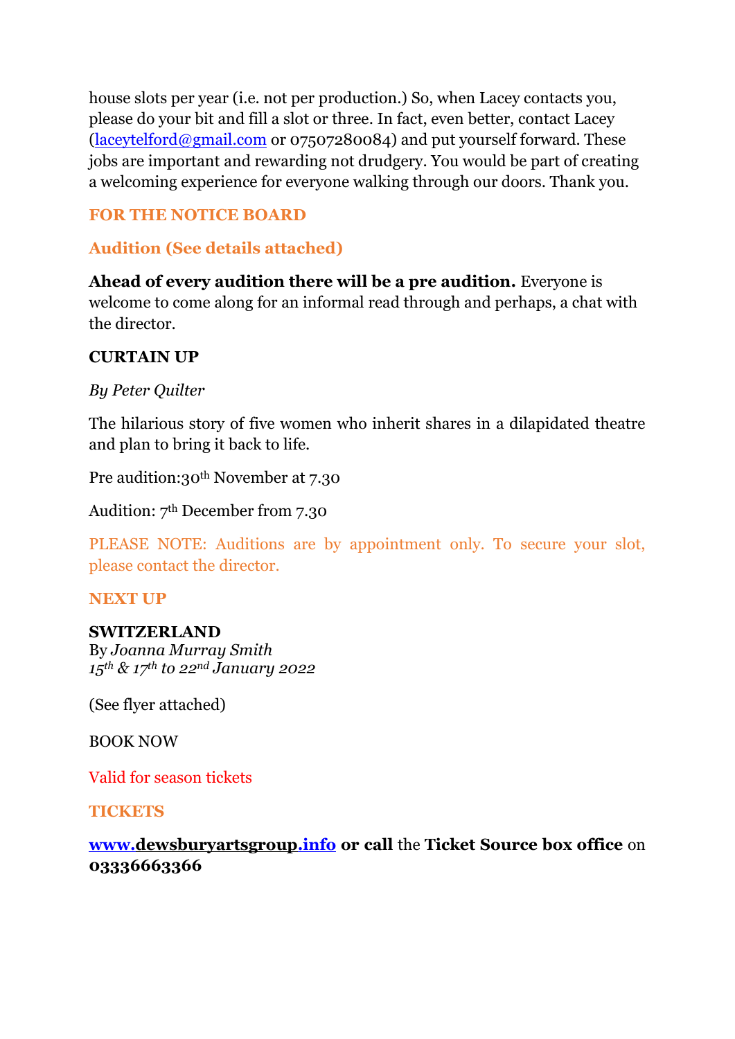house slots per year (i.e. not per production.) So, when Lacey contacts you, please do your bit and fill a slot or three. In fact, even better, contact Lacey ([laceytelford@gmail.com](mailto:laceytelford@gmail.com) or 07507280084) and put yourself forward. These jobs are important and rewarding not drudgery. You would be part of creating a welcoming experience for everyone walking through our doors. Thank you.

## FOR THE NOTICE BOARD

### Audition (See details attached)

**Ahead of every audition there will be a pre audition.** Everyone is welcome to come along for an informal read through and perhaps, a chat with the director.

**CURTAIN UP**

*By Peter Quilter*

The hilarious story of five women who inherit shares in a dilapidated theatre and plan to bring it back to life.

Pre audition:30th November at 7.30

Audition: 7th December from 7.30

PLEASE NOTE: Auditions are by appointment only. To secure your slot, please contact the director.

## NEXT UP

**SWITZERLAND**
By *Joanna Murray Smith*
*15th & 17th to 22nd January 2022*

(See flyer attached)

BOOK NOW

Valid for season tickets

## TICKETS

**[www.dewsburyartsgroup.info](http://www.dewsburyartsgroup.info) or call** the **Ticket Source box office** on **03336663366**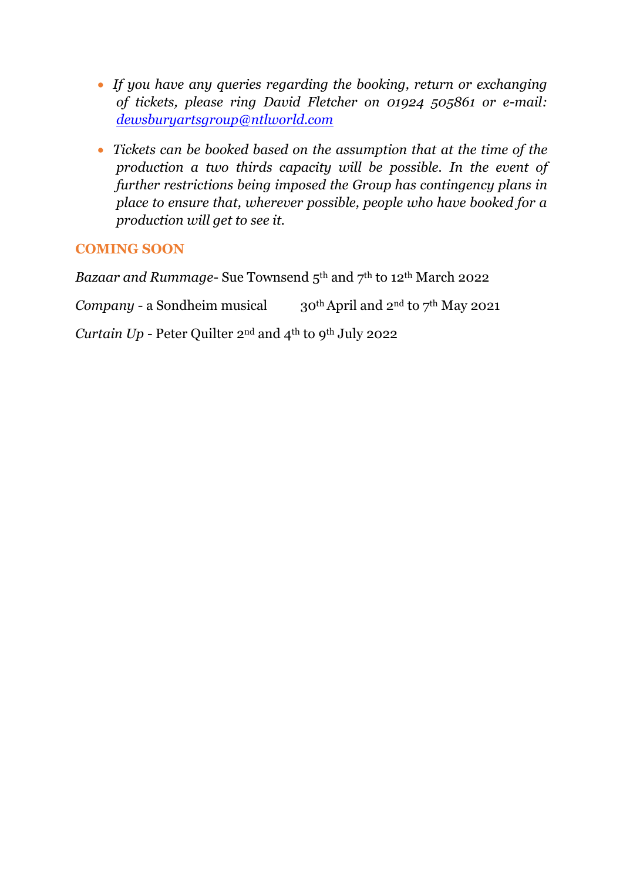- *If you have any queries regarding the booking, return or exchanging of tickets, please ring David Fletcher on 01924 505861 or e-mail: [dewsburyartsgroup@ntlworld.com](mailto:dewsburyartsgroup@ntlworld.com)*
- *Tickets can be booked based on the assumption that at the time of the production a two thirds capacity will be possible. In the event of further restrictions being imposed the Group has contingency plans in place to ensure that, wherever possible, people who have booked for a production will get to see it.*

## COMING SOON

*Bazaar and Rummage*- Sue Townsend 5th and 7th to 12th March 2022

*Company* - a Sondheim musical 30th April and 2nd to 7th May 2021

*Curtain Up* - Peter Quilter 2nd and 4th to 9th July 2022